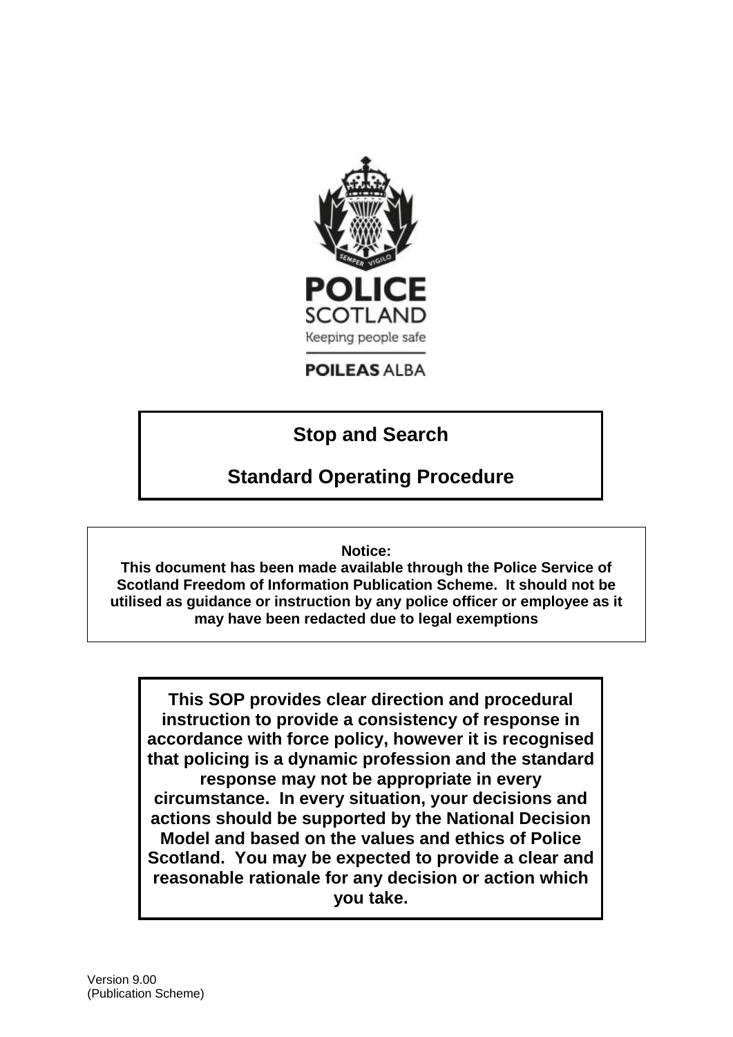POLICE SCOTLAND

Keeping people safe

POILEAS ALBA

# Stop and Search

# Standard Operating Procedure

**Notice:**
**This document has been made available through the Police Service of Scotland Freedom of Information Publication Scheme. It should not be utilised as guidance or instruction by any police officer or employee as it may have been redacted due to legal exemptions**

**This SOP provides clear direction and procedural instruction to provide a consistency of response in accordance with force policy, however it is recognised that policing is a dynamic profession and the standard response may not be appropriate in every circumstance. In every situation, your decisions and actions should be supported by the National Decision Model and based on the values and ethics of Police Scotland. You may be expected to provide a clear and reasonable rationale for any decision or action which you take.**

Version 9.00
(Publication Scheme)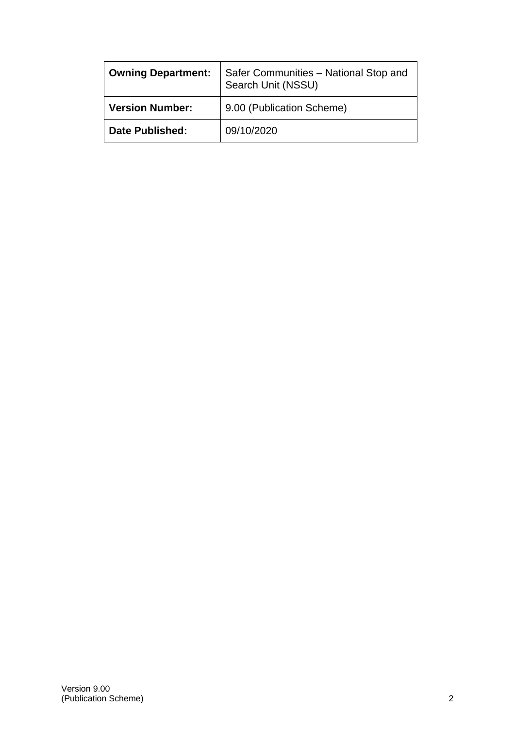| **Owning Department:** | Safer Communities – National Stop and Search Unit (NSSU) |
| --- | --- |
| **Version Number:** | 9.00 (Publication Scheme) |
| **Date Published:** | 09/10/2020 |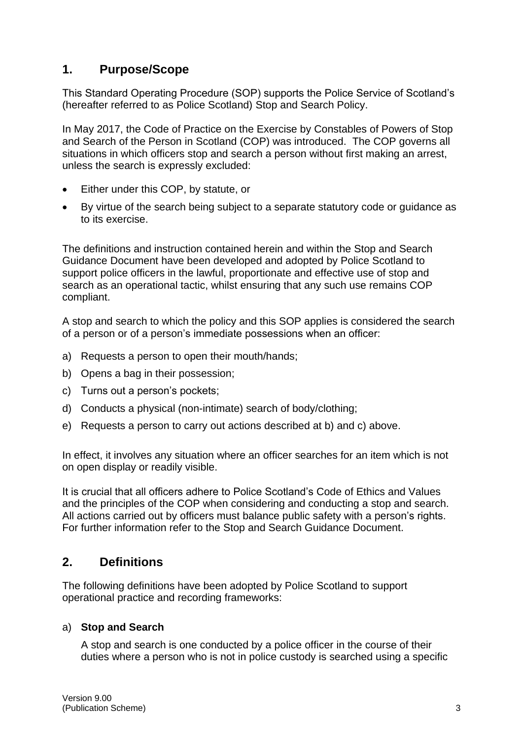## 1. Purpose/Scope

This Standard Operating Procedure (SOP) supports the Police Service of Scotland's (hereafter referred to as Police Scotland) Stop and Search Policy.

In May 2017, the Code of Practice on the Exercise by Constables of Powers of Stop and Search of the Person in Scotland (COP) was introduced. The COP governs all situations in which officers stop and search a person without first making an arrest, unless the search is expressly excluded:

- Either under this COP, by statute, or
- By virtue of the search being subject to a separate statutory code or guidance as to its exercise.

The definitions and instruction contained herein and within the Stop and Search Guidance Document have been developed and adopted by Police Scotland to support police officers in the lawful, proportionate and effective use of stop and search as an operational tactic, whilst ensuring that any such use remains COP compliant.

A stop and search to which the policy and this SOP applies is considered the search of a person or of a person's immediate possessions when an officer:

a) Requests a person to open their mouth/hands;
b) Opens a bag in their possession;
c) Turns out a person's pockets;
d) Conducts a physical (non-intimate) search of body/clothing;
e) Requests a person to carry out actions described at b) and c) above.

In effect, it involves any situation where an officer searches for an item which is not on open display or readily visible.

It is crucial that all officers adhere to Police Scotland's Code of Ethics and Values and the principles of the COP when considering and conducting a stop and search. All actions carried out by officers must balance public safety with a person's rights. For further information refer to the Stop and Search Guidance Document.

## 2. Definitions

The following definitions have been adopted by Police Scotland to support operational practice and recording frameworks:

a) **Stop and Search**

A stop and search is one conducted by a police officer in the course of their duties where a person who is not in police custody is searched using a specific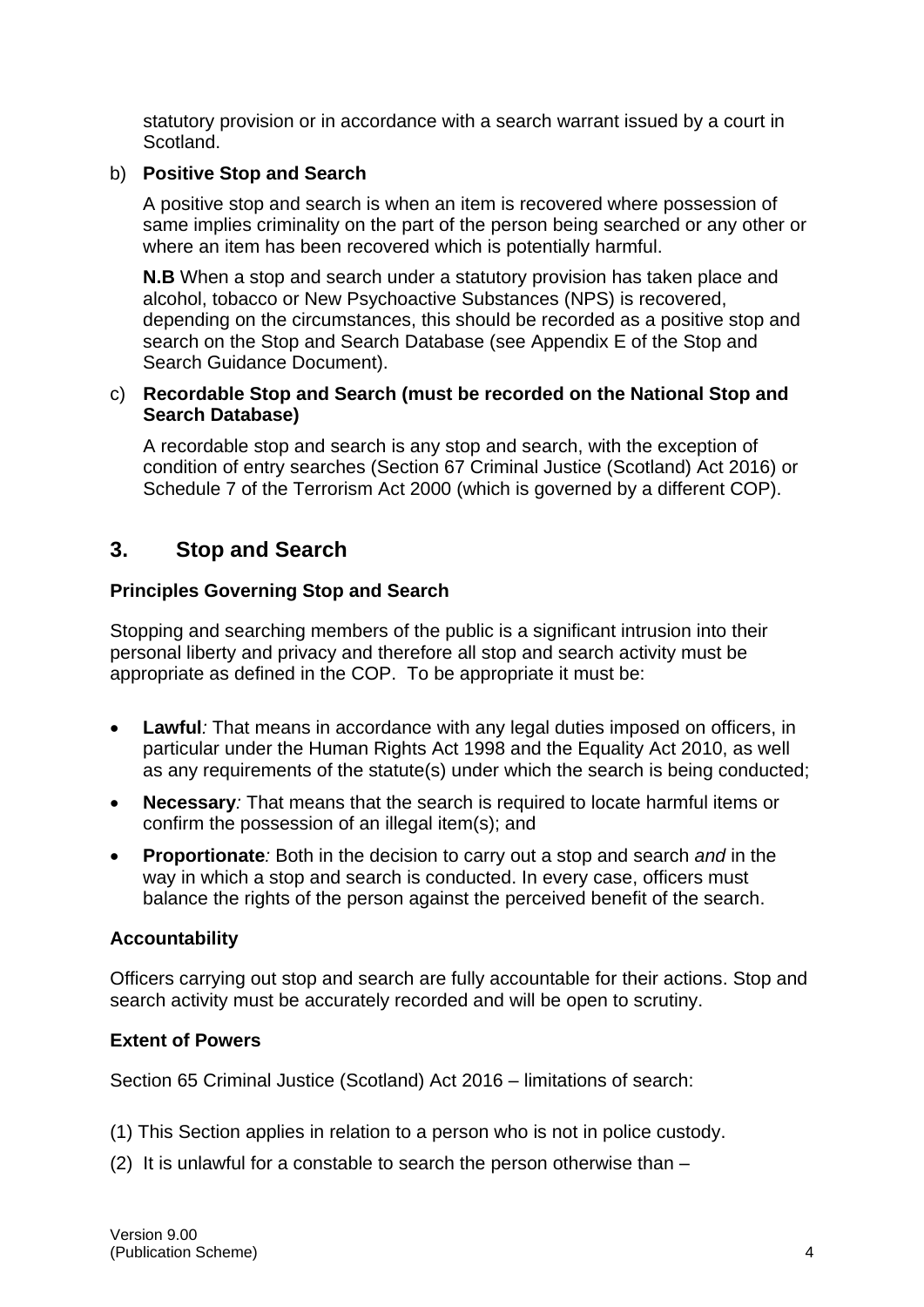statutory provision or in accordance with a search warrant issued by a court in Scotland.

b) **Positive Stop and Search**

A positive stop and search is when an item is recovered where possession of same implies criminality on the part of the person being searched or any other or where an item has been recovered which is potentially harmful.

**N.B** When a stop and search under a statutory provision has taken place and alcohol, tobacco or New Psychoactive Substances (NPS) is recovered, depending on the circumstances, this should be recorded as a positive stop and search on the Stop and Search Database (see Appendix E of the Stop and Search Guidance Document).

c) **Recordable Stop and Search (must be recorded on the National Stop and Search Database)**

A recordable stop and search is any stop and search, with the exception of condition of entry searches (Section 67 Criminal Justice (Scotland) Act 2016) or Schedule 7 of the Terrorism Act 2000 (which is governed by a different COP).

## 3. Stop and Search

### Principles Governing Stop and Search

Stopping and searching members of the public is a significant intrusion into their personal liberty and privacy and therefore all stop and search activity must be appropriate as defined in the COP. To be appropriate it must be:

- **Lawful***:* That means in accordance with any legal duties imposed on officers, in particular under the Human Rights Act 1998 and the Equality Act 2010, as well as any requirements of the statute(s) under which the search is being conducted;
- **Necessary***:* That means that the search is required to locate harmful items or confirm the possession of an illegal item(s); and
- **Proportionate***:* Both in the decision to carry out a stop and search *and* in the way in which a stop and search is conducted. In every case, officers must balance the rights of the person against the perceived benefit of the search.

### Accountability

Officers carrying out stop and search are fully accountable for their actions. Stop and search activity must be accurately recorded and will be open to scrutiny.

### Extent of Powers

Section 65 Criminal Justice (Scotland) Act 2016 – limitations of search:

(1) This Section applies in relation to a person who is not in police custody.

(2) It is unlawful for a constable to search the person otherwise than –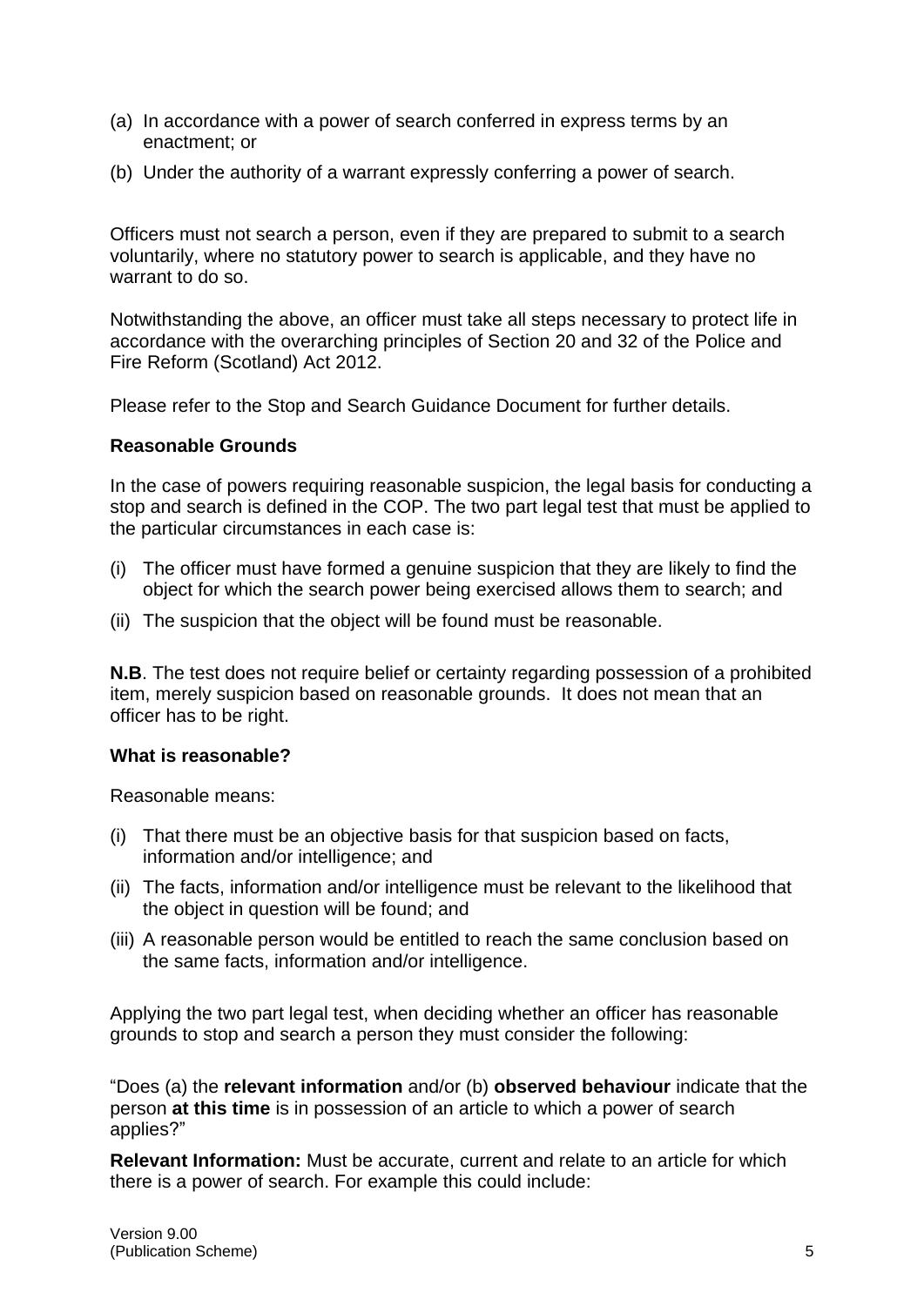(a) In accordance with a power of search conferred in express terms by an enactment; or

(b) Under the authority of a warrant expressly conferring a power of search.

Officers must not search a person, even if they are prepared to submit to a search voluntarily, where no statutory power to search is applicable, and they have no warrant to do so.

Notwithstanding the above, an officer must take all steps necessary to protect life in accordance with the overarching principles of Section 20 and 32 of the Police and Fire Reform (Scotland) Act 2012.

Please refer to the Stop and Search Guidance Document for further details.

**Reasonable Grounds**

In the case of powers requiring reasonable suspicion, the legal basis for conducting a stop and search is defined in the COP. The two part legal test that must be applied to the particular circumstances in each case is:

(i) The officer must have formed a genuine suspicion that they are likely to find the object for which the search power being exercised allows them to search; and

(ii) The suspicion that the object will be found must be reasonable.

**N.B**. The test does not require belief or certainty regarding possession of a prohibited item, merely suspicion based on reasonable grounds. It does not mean that an officer has to be right.

**What is reasonable?**

Reasonable means:

(i) That there must be an objective basis for that suspicion based on facts, information and/or intelligence; and

(ii) The facts, information and/or intelligence must be relevant to the likelihood that the object in question will be found; and

(iii) A reasonable person would be entitled to reach the same conclusion based on the same facts, information and/or intelligence.

Applying the two part legal test, when deciding whether an officer has reasonable grounds to stop and search a person they must consider the following:

"Does (a) the **relevant information** and/or (b) **observed behaviour** indicate that the person **at this time** is in possession of an article to which a power of search applies?"

**Relevant Information:** Must be accurate, current and relate to an article for which there is a power of search. For example this could include: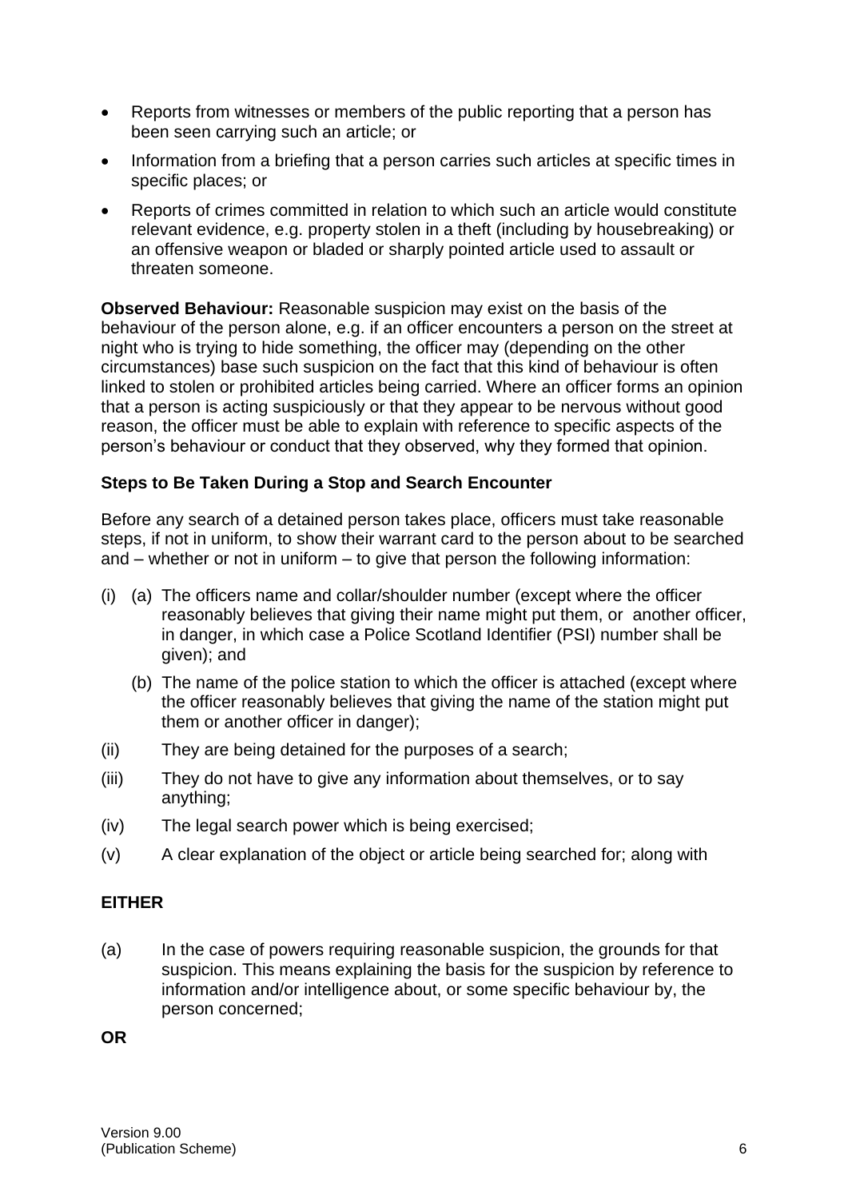- Reports from witnesses or members of the public reporting that a person has been seen carrying such an article; or
- Information from a briefing that a person carries such articles at specific times in specific places; or
- Reports of crimes committed in relation to which such an article would constitute relevant evidence, e.g. property stolen in a theft (including by housebreaking) or an offensive weapon or bladed or sharply pointed article used to assault or threaten someone.

**Observed Behaviour:** Reasonable suspicion may exist on the basis of the behaviour of the person alone, e.g. if an officer encounters a person on the street at night who is trying to hide something, the officer may (depending on the other circumstances) base such suspicion on the fact that this kind of behaviour is often linked to stolen or prohibited articles being carried. Where an officer forms an opinion that a person is acting suspiciously or that they appear to be nervous without good reason, the officer must be able to explain with reference to specific aspects of the person's behaviour or conduct that they observed, why they formed that opinion.

### Steps to Be Taken During a Stop and Search Encounter

Before any search of a detained person takes place, officers must take reasonable steps, if not in uniform, to show their warrant card to the person about to be searched and – whether or not in uniform – to give that person the following information:

(i) (a) The officers name and collar/shoulder number (except where the officer reasonably believes that giving their name might put them, or another officer, in danger, in which case a Police Scotland Identifier (PSI) number shall be given); and

(b) The name of the police station to which the officer is attached (except where the officer reasonably believes that giving the name of the station might put them or another officer in danger);

(ii) They are being detained for the purposes of a search;

(iii) They do not have to give any information about themselves, or to say anything;

(iv) The legal search power which is being exercised;

(v) A clear explanation of the object or article being searched for; along with

**EITHER**

(a) In the case of powers requiring reasonable suspicion, the grounds for that suspicion. This means explaining the basis for the suspicion by reference to information and/or intelligence about, or some specific behaviour by, the person concerned;

**OR**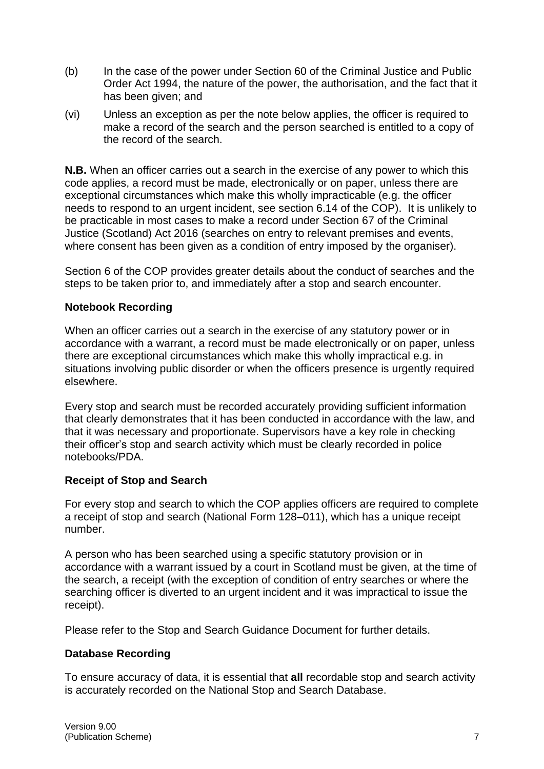(b) In the case of the power under Section 60 of the Criminal Justice and Public Order Act 1994, the nature of the power, the authorisation, and the fact that it has been given; and

(vi) Unless an exception as per the note below applies, the officer is required to make a record of the search and the person searched is entitled to a copy of the record of the search.

**N.B.** When an officer carries out a search in the exercise of any power to which this code applies, a record must be made, electronically or on paper, unless there are exceptional circumstances which make this wholly impracticable (e.g. the officer needs to respond to an urgent incident, see section 6.14 of the COP). It is unlikely to be practicable in most cases to make a record under Section 67 of the Criminal Justice (Scotland) Act 2016 (searches on entry to relevant premises and events, where consent has been given as a condition of entry imposed by the organiser).

Section 6 of the COP provides greater details about the conduct of searches and the steps to be taken prior to, and immediately after a stop and search encounter.

### Notebook Recording

When an officer carries out a search in the exercise of any statutory power or in accordance with a warrant, a record must be made electronically or on paper, unless there are exceptional circumstances which make this wholly impractical e.g. in situations involving public disorder or when the officers presence is urgently required elsewhere.

Every stop and search must be recorded accurately providing sufficient information that clearly demonstrates that it has been conducted in accordance with the law, and that it was necessary and proportionate. Supervisors have a key role in checking their officer's stop and search activity which must be clearly recorded in police notebooks/PDA.

### Receipt of Stop and Search

For every stop and search to which the COP applies officers are required to complete a receipt of stop and search (National Form 128–011), which has a unique receipt number.

A person who has been searched using a specific statutory provision or in accordance with a warrant issued by a court in Scotland must be given, at the time of the search, a receipt (with the exception of condition of entry searches or where the searching officer is diverted to an urgent incident and it was impractical to issue the receipt).

Please refer to the Stop and Search Guidance Document for further details.

### Database Recording

To ensure accuracy of data, it is essential that **all** recordable stop and search activity is accurately recorded on the National Stop and Search Database.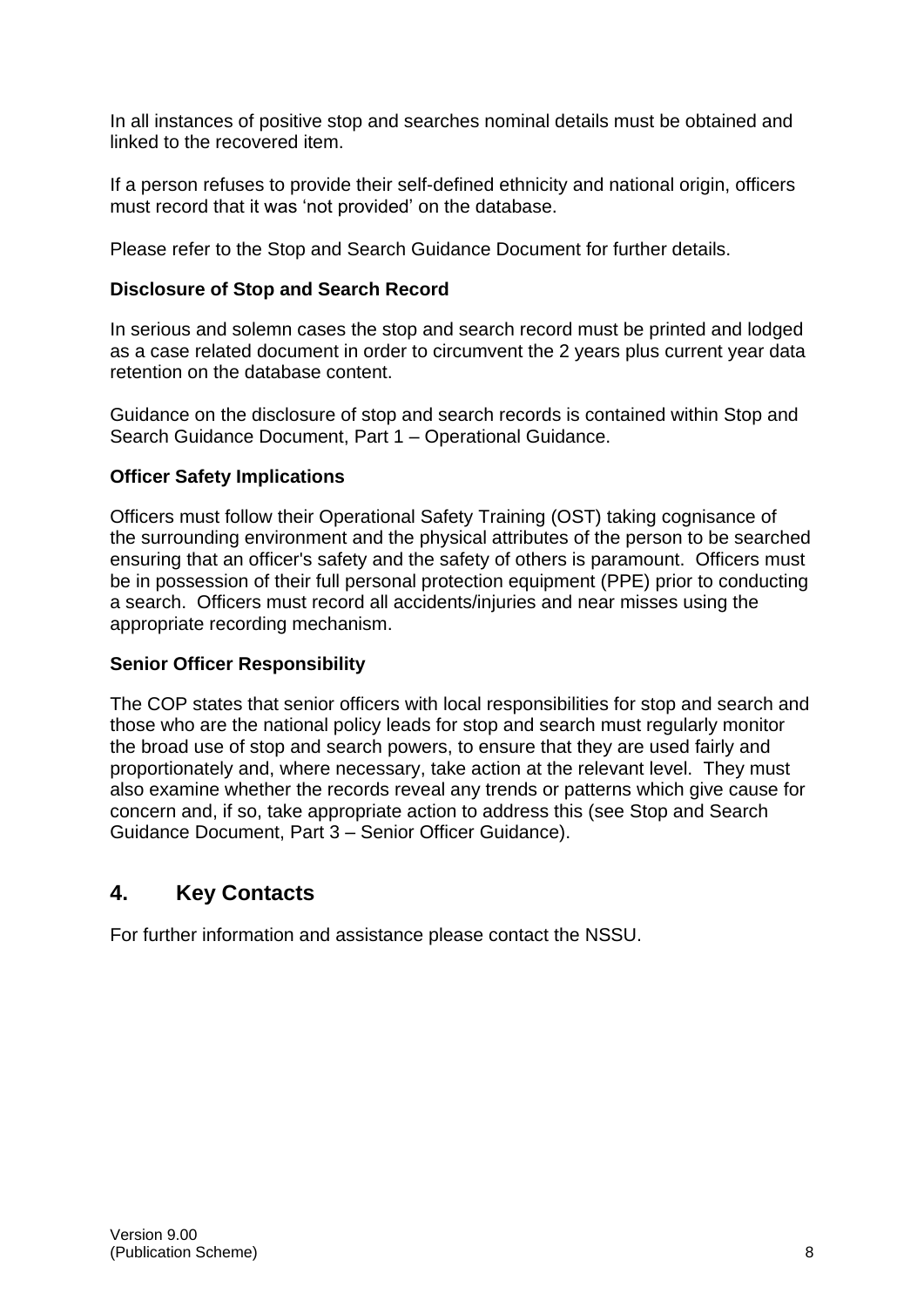In all instances of positive stop and searches nominal details must be obtained and linked to the recovered item.

If a person refuses to provide their self-defined ethnicity and national origin, officers must record that it was 'not provided' on the database.

Please refer to the Stop and Search Guidance Document for further details.

**Disclosure of Stop and Search Record**

In serious and solemn cases the stop and search record must be printed and lodged as a case related document in order to circumvent the 2 years plus current year data retention on the database content.

Guidance on the disclosure of stop and search records is contained within Stop and Search Guidance Document, Part 1 – Operational Guidance.

**Officer Safety Implications**

Officers must follow their Operational Safety Training (OST) taking cognisance of the surrounding environment and the physical attributes of the person to be searched ensuring that an officer's safety and the safety of others is paramount. Officers must be in possession of their full personal protection equipment (PPE) prior to conducting a search. Officers must record all accidents/injuries and near misses using the appropriate recording mechanism.

**Senior Officer Responsibility**

The COP states that senior officers with local responsibilities for stop and search and those who are the national policy leads for stop and search must regularly monitor the broad use of stop and search powers, to ensure that they are used fairly and proportionately and, where necessary, take action at the relevant level. They must also examine whether the records reveal any trends or patterns which give cause for concern and, if so, take appropriate action to address this (see Stop and Search Guidance Document, Part 3 – Senior Officer Guidance).

## 4. Key Contacts

For further information and assistance please contact the NSSU.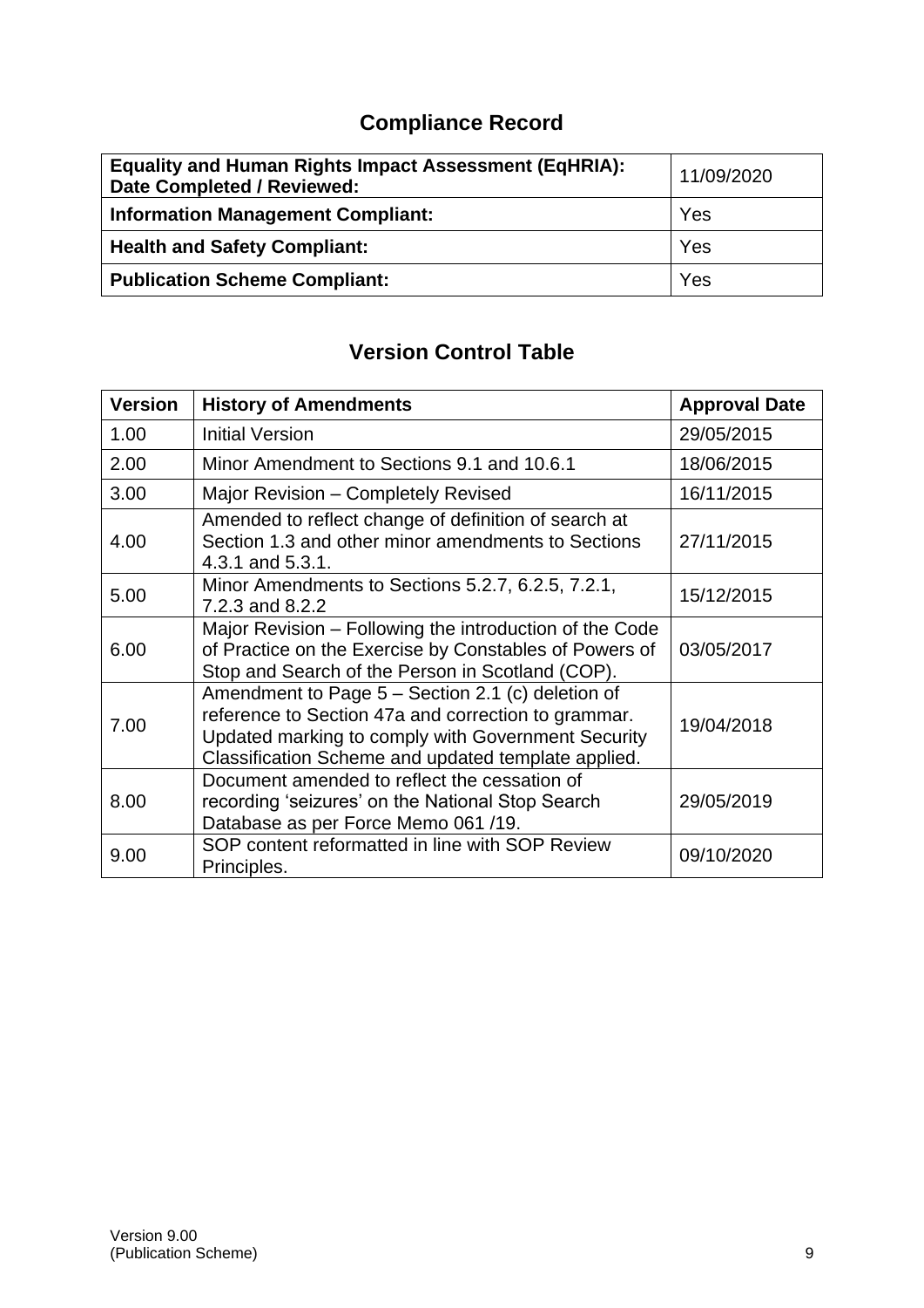## Compliance Record

| | |
|---|---|
| **Equality and Human Rights Impact Assessment (EqHRIA): Date Completed / Reviewed:** | 11/09/2020 |
| **Information Management Compliant:** | Yes |
| **Health and Safety Compliant:** | Yes |
| **Publication Scheme Compliant:** | Yes |

## Version Control Table

| Version | History of Amendments | Approval Date |
|---|---|---|
| 1.00 | Initial Version | 29/05/2015 |
| 2.00 | Minor Amendment to Sections 9.1 and 10.6.1 | 18/06/2015 |
| 3.00 | Major Revision – Completely Revised | 16/11/2015 |
| 4.00 | Amended to reflect change of definition of search at Section 1.3 and other minor amendments to Sections 4.3.1 and 5.3.1. | 27/11/2015 |
| 5.00 | Minor Amendments to Sections 5.2.7, 6.2.5, 7.2.1, 7.2.3 and 8.2.2 | 15/12/2015 |
| 6.00 | Major Revision – Following the introduction of the Code of Practice on the Exercise by Constables of Powers of Stop and Search of the Person in Scotland (COP). | 03/05/2017 |
| 7.00 | Amendment to Page 5 – Section 2.1 (c) deletion of reference to Section 47a and correction to grammar. Updated marking to comply with Government Security Classification Scheme and updated template applied. | 19/04/2018 |
| 8.00 | Document amended to reflect the cessation of recording 'seizures' on the National Stop Search Database as per Force Memo 061 /19. | 29/05/2019 |
| 9.00 | SOP content reformatted in line with SOP Review Principles. | 09/10/2020 |